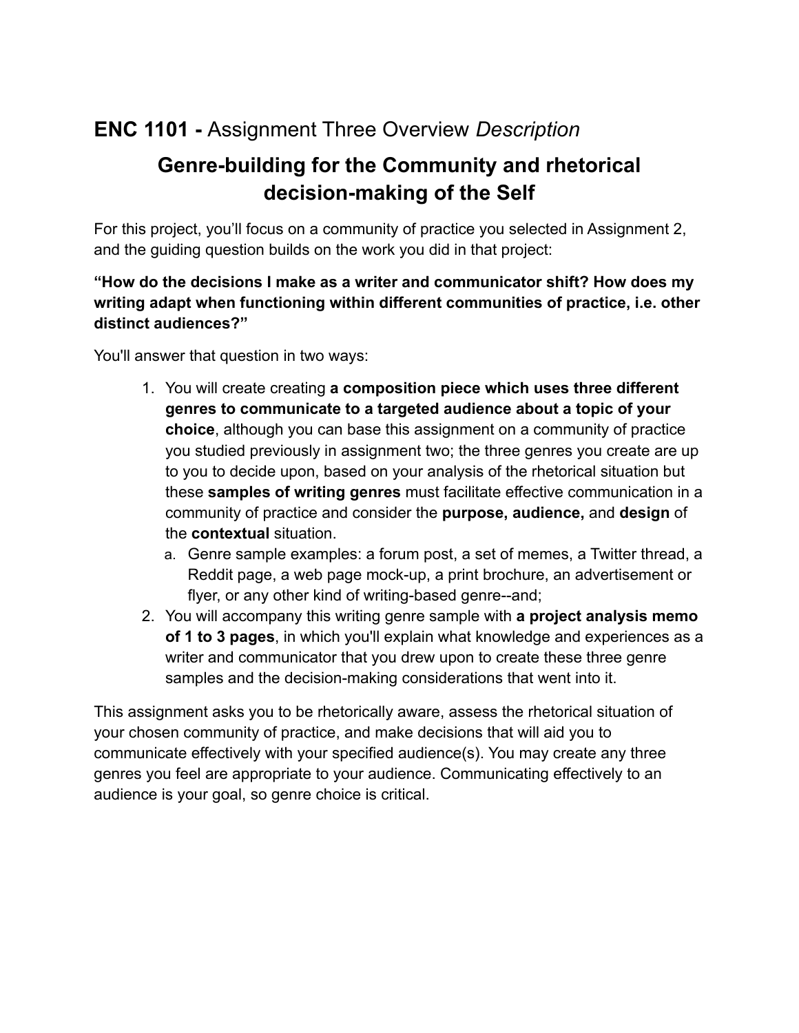## **ENC 1101 -** Assignment Three Overview *Description*

# Genre-building for the Community and rhetorical decision-making of the Self

For this project, you'll focus on a community of practice you selected in Assignment 2, and the guiding question builds on the work you did in that project:

**"How do the decisions I make as a writer and communicator shift? How does my writing adapt when functioning within different communities of practice, i.e. other distinct audiences?"**

You'll answer that question in two ways:

1. You will create creating **a composition piece which uses three different genres to communicate to a targeted audience about a topic of your choice**, although you can base this assignment on a community of practice you studied previously in assignment two; the three genres you create are up to you to decide upon, based on your analysis of the rhetorical situation but these **samples of writing genres** must facilitate effective communication in a community of practice and consider the **purpose, audience,** and **design** of the **contextual** situation.
   a. Genre sample examples: a forum post, a set of memes, a Twitter thread, a Reddit page, a web page mock-up, a print brochure, an advertisement or flyer, or any other kind of writing-based genre--and;
2. You will accompany this writing genre sample with **a project analysis memo of 1 to 3 pages**, in which you'll explain what knowledge and experiences as a writer and communicator that you drew upon to create these three genre samples and the decision-making considerations that went into it.

This assignment asks you to be rhetorically aware, assess the rhetorical situation of your chosen community of practice, and make decisions that will aid you to communicate effectively with your specified audience(s). You may create any three genres you feel are appropriate to your audience. Communicating effectively to an audience is your goal, so genre choice is critical.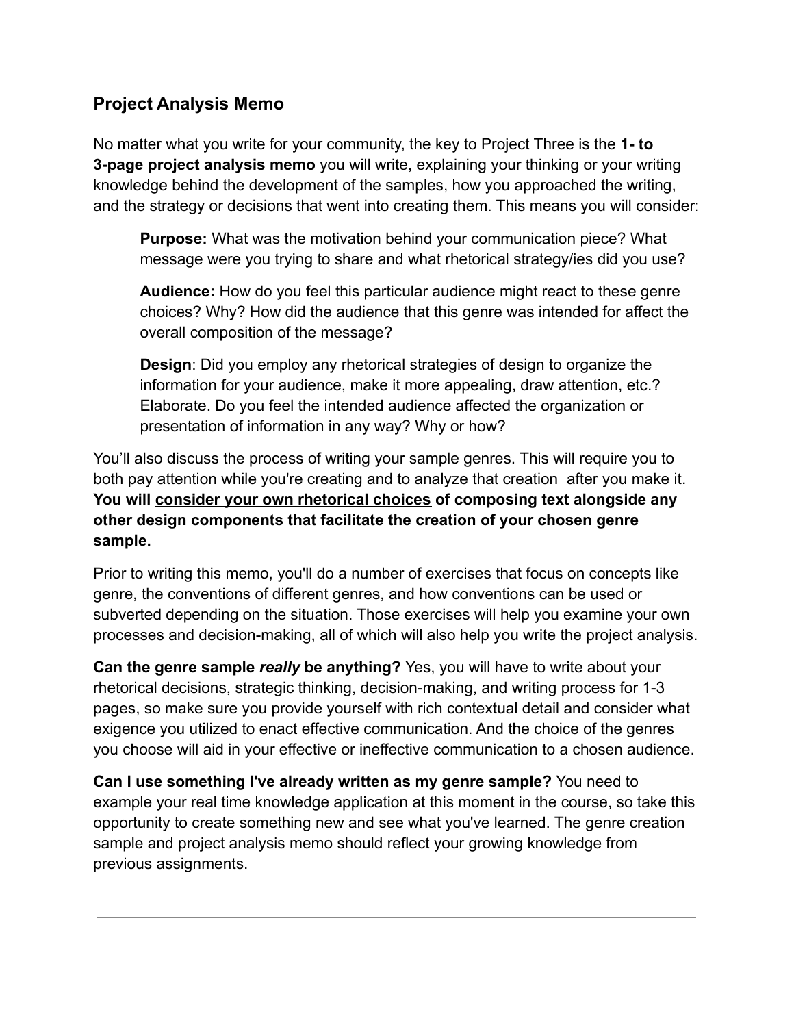## Project Analysis Memo

No matter what you write for your community, the key to Project Three is the **1- to 3-page project analysis memo** you will write, explaining your thinking or your writing knowledge behind the development of the samples, how you approached the writing, and the strategy or decisions that went into creating them. This means you will consider:

> **Purpose:** What was the motivation behind your communication piece? What message were you trying to share and what rhetorical strategy/ies did you use?
>
> **Audience:** How do you feel this particular audience might react to these genre choices? Why? How did the audience that this genre was intended for affect the overall composition of the message?
>
> **Design**: Did you employ any rhetorical strategies of design to organize the information for your audience, make it more appealing, draw attention, etc.? Elaborate. Do you feel the intended audience affected the organization or presentation of information in any way? Why or how?

You'll also discuss the process of writing your sample genres. This will require you to both pay attention while you're creating and to analyze that creation after you make it. **You will <u>consider your own rhetorical choices</u> of composing text alongside any other design components that facilitate the creation of your chosen genre sample.**

Prior to writing this memo, you'll do a number of exercises that focus on concepts like genre, the conventions of different genres, and how conventions can be used or subverted depending on the situation. Those exercises will help you examine your own processes and decision-making, all of which will also help you write the project analysis.

**Can the genre sample *really* be anything?** Yes, you will have to write about your rhetorical decisions, strategic thinking, decision-making, and writing process for 1-3 pages, so make sure you provide yourself with rich contextual detail and consider what exigence you utilized to enact effective communication. And the choice of the genres you choose will aid in your effective or ineffective communication to a chosen audience.

**Can I use something I've already written as my genre sample?** You need to example your real time knowledge application at this moment in the course, so take this opportunity to create something new and see what you've learned. The genre creation sample and project analysis memo should reflect your growing knowledge from previous assignments.

---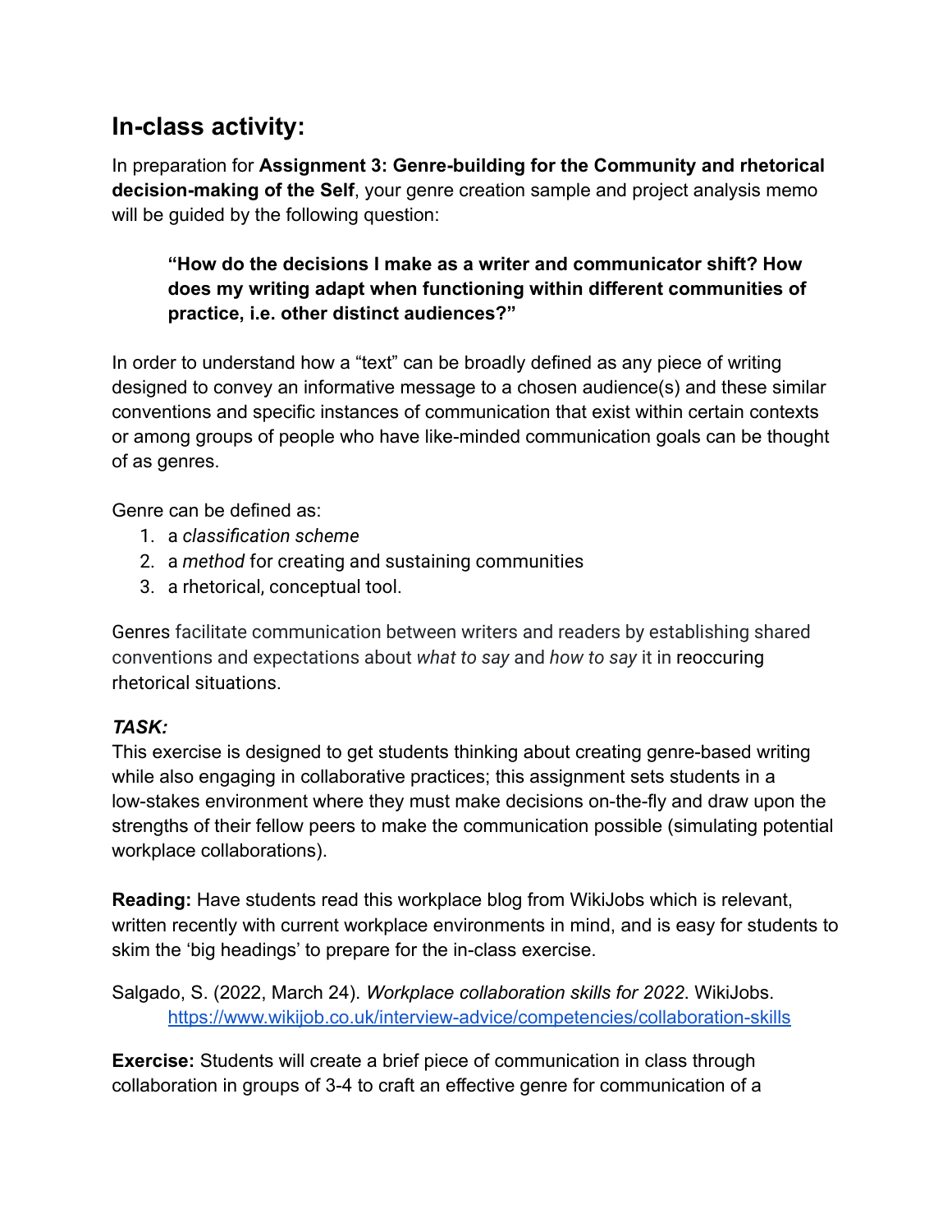## In-class activity:

In preparation for **Assignment 3: Genre-building for the Community and rhetorical decision-making of the Self**, your genre creation sample and project analysis memo will be guided by the following question:

> **"How do the decisions I make as a writer and communicator shift? How does my writing adapt when functioning within different communities of practice, i.e. other distinct audiences?"**

In order to understand how a "text" can be broadly defined as any piece of writing designed to convey an informative message to a chosen audience(s) and these similar conventions and specific instances of communication that exist within certain contexts or among groups of people who have like-minded communication goals can be thought of as genres.

Genre can be defined as:

1. a *classification scheme*
2. a *method* for creating and sustaining communities
3. a rhetorical, conceptual tool.

Genres facilitate communication between writers and readers by establishing shared conventions and expectations about *what to say* and *how to say* it in reoccuring rhetorical situations.

***TASK:***

This exercise is designed to get students thinking about creating genre-based writing while also engaging in collaborative practices; this assignment sets students in a low-stakes environment where they must make decisions on-the-fly and draw upon the strengths of their fellow peers to make the communication possible (simulating potential workplace collaborations).

**Reading:** Have students read this workplace blog from WikiJobs which is relevant, written recently with current workplace environments in mind, and is easy for students to skim the 'big headings' to prepare for the in-class exercise.

Salgado, S. (2022, March 24). *Workplace collaboration skills for 2022*. WikiJobs. https://www.wikijob.co.uk/interview-advice/competencies/collaboration-skills

**Exercise:** Students will create a brief piece of communication in class through collaboration in groups of 3-4 to craft an effective genre for communication of a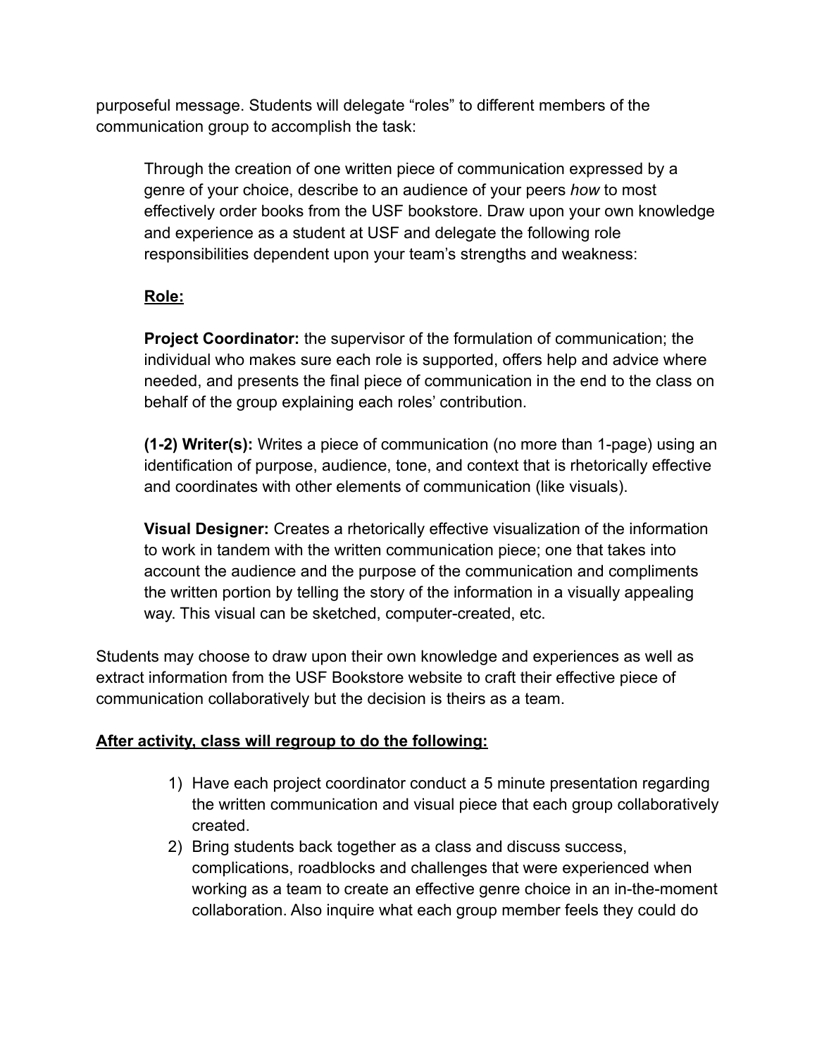purposeful message. Students will delegate “roles” to different members of the communication group to accomplish the task:

> Through the creation of one written piece of communication expressed by a genre of your choice, describe to an audience of your peers *how* to most effectively order books from the USF bookstore. Draw upon your own knowledge and experience as a student at USF and delegate the following role responsibilities dependent upon your team’s strengths and weakness:
>
> **Role:**
>
> **Project Coordinator:** the supervisor of the formulation of communication; the individual who makes sure each role is supported, offers help and advice where needed, and presents the final piece of communication in the end to the class on behalf of the group explaining each roles’ contribution.
>
> **(1-2) Writer(s):** Writes a piece of communication (no more than 1-page) using an identification of purpose, audience, tone, and context that is rhetorically effective and coordinates with other elements of communication (like visuals).
>
> **Visual Designer:** Creates a rhetorically effective visualization of the information to work in tandem with the written communication piece; one that takes into account the audience and the purpose of the communication and compliments the written portion by telling the story of the information in a visually appealing way. This visual can be sketched, computer-created, etc.

Students may choose to draw upon their own knowledge and experiences as well as extract information from the USF Bookstore website to craft their effective piece of communication collaboratively but the decision is theirs as a team.

**After activity, class will regroup to do the following:**

1) Have each project coordinator conduct a 5 minute presentation regarding the written communication and visual piece that each group collaboratively created.
2) Bring students back together as a class and discuss success, complications, roadblocks and challenges that were experienced when working as a team to create an effective genre choice in an in-the-moment collaboration. Also inquire what each group member feels they could do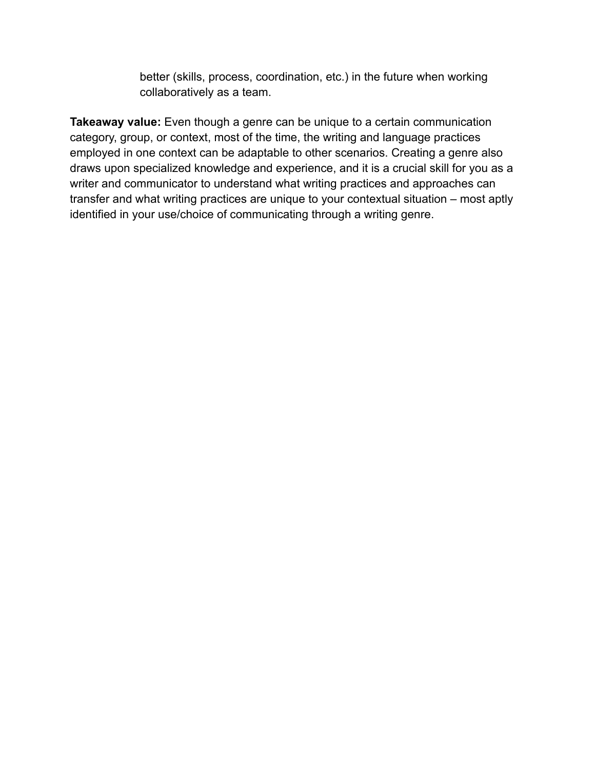better (skills, process, coordination, etc.) in the future when working collaboratively as a team.

**Takeaway value:** Even though a genre can be unique to a certain communication category, group, or context, most of the time, the writing and language practices employed in one context can be adaptable to other scenarios. Creating a genre also draws upon specialized knowledge and experience, and it is a crucial skill for you as a writer and communicator to understand what writing practices and approaches can transfer and what writing practices are unique to your contextual situation – most aptly identified in your use/choice of communicating through a writing genre.